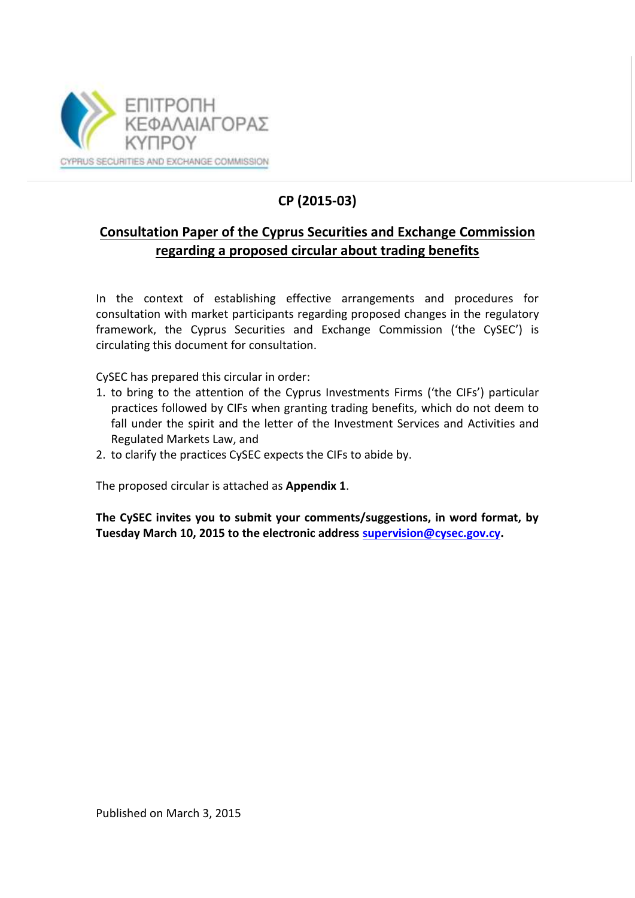ΕΠΙΤΡΟΠΗ ΚΕΦΑΛΑΙΑΓΟΡΑΣ ΚΥΠΡΟΥ

CYPRUS SECURITIES AND EXCHANGE COMMISSION

# CP (2015-03)

## Consultation Paper of the Cyprus Securities and Exchange Commission regarding a proposed circular about trading benefits

In the context of establishing effective arrangements and procedures for consultation with market participants regarding proposed changes in the regulatory framework, the Cyprus Securities and Exchange Commission ('the CySEC') is circulating this document for consultation.

CySEC has prepared this circular in order:

1. to bring to the attention of the Cyprus Investments Firms ('the CIFs') particular practices followed by CIFs when granting trading benefits, which do not deem to fall under the spirit and the letter of the Investment Services and Activities and Regulated Markets Law, and
2. to clarify the practices CySEC expects the CIFs to abide by.

The proposed circular is attached as **Appendix 1**.

**The CySEC invites you to submit your comments/suggestions, in word format, by Tuesday March 10, 2015 to the electronic address supervision@cysec.gov.cy.**

Published on March 3, 2015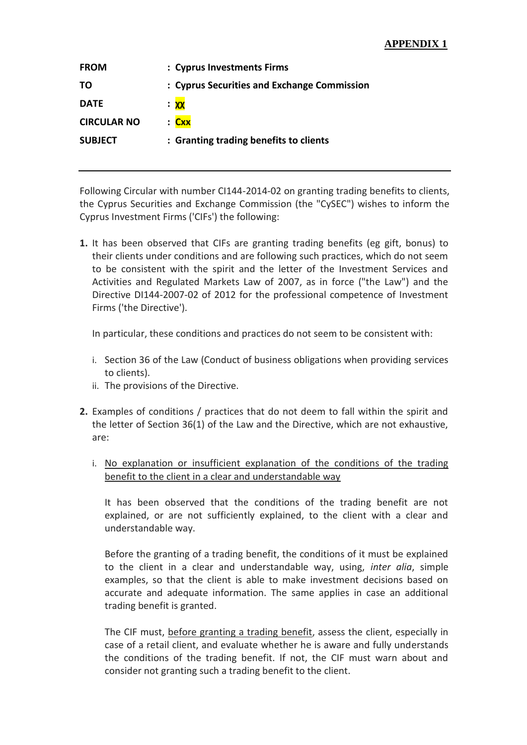**APPENDIX 1**

**FROM** : **Cyprus Investments Firms**

**TO** : **Cyprus Securities and Exchange Commission**

**DATE** : **XX**

**CIRCULAR NO** : **Cxx**

**SUBJECT** : **Granting trading benefits to clients**

---

Following Circular with number CI144-2014-02 on granting trading benefits to clients, the Cyprus Securities and Exchange Commission (the "CySEC") wishes to inform the Cyprus Investment Firms ('CIFs') the following:

**1.** It has been observed that CIFs are granting trading benefits (eg gift, bonus) to their clients under conditions and are following such practices, which do not seem to be consistent with the spirit and the letter of the Investment Services and Activities and Regulated Markets Law of 2007, as in force ("the Law") and the Directive DI144-2007-02 of 2012 for the professional competence of Investment Firms ('the Directive').

In particular, these conditions and practices do not seem to be consistent with:

i. Section 36 of the Law (Conduct of business obligations when providing services to clients).

ii. The provisions of the Directive.

**2.** Examples of conditions / practices that do not deem to fall within the spirit and the letter of Section 36(1) of the Law and the Directive, which are not exhaustive, are:

i. <u>No explanation or insufficient explanation of the conditions of the trading benefit to the client in a clear and understandable way</u>

It has been observed that the conditions of the trading benefit are not explained, or are not sufficiently explained, to the client with a clear and understandable way.

Before the granting of a trading benefit, the conditions of it must be explained to the client in a clear and understandable way, using, *inter alia*, simple examples, so that the client is able to make investment decisions based on accurate and adequate information. The same applies in case an additional trading benefit is granted.

The CIF must, <u>before granting a trading benefit</u>, assess the client, especially in case of a retail client, and evaluate whether he is aware and fully understands the conditions of the trading benefit. If not, the CIF must warn about and consider not granting such a trading benefit to the client.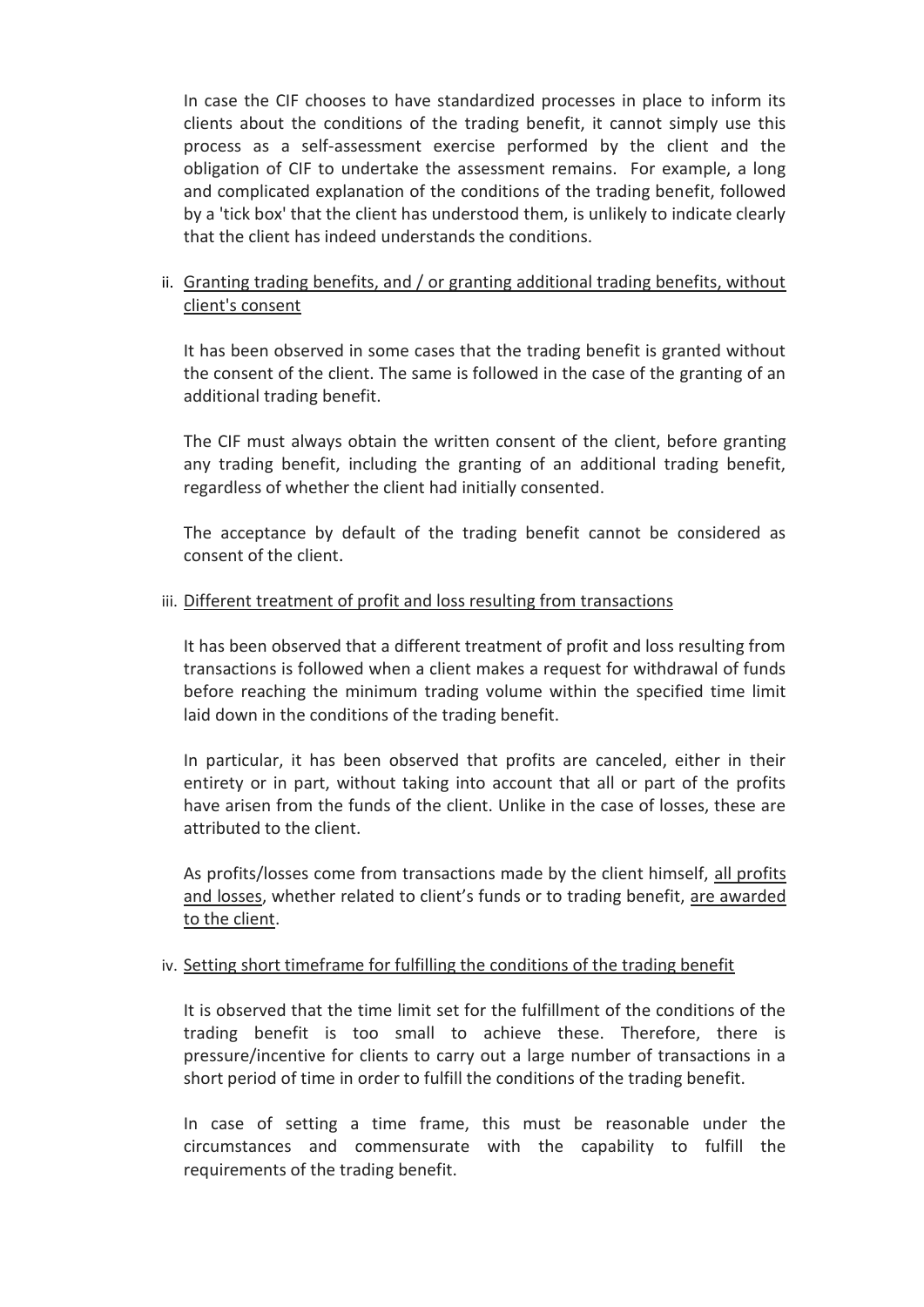In case the CIF chooses to have standardized processes in place to inform its clients about the conditions of the trading benefit, it cannot simply use this process as a self-assessment exercise performed by the client and the obligation of CIF to undertake the assessment remains. For example, a long and complicated explanation of the conditions of the trading benefit, followed by a 'tick box' that the client has understood them, is unlikely to indicate clearly that the client has indeed understands the conditions.

ii. <u>Granting trading benefits, and / or granting additional trading benefits, without client's consent</u>

It has been observed in some cases that the trading benefit is granted without the consent of the client. The same is followed in the case of the granting of an additional trading benefit.

The CIF must always obtain the written consent of the client, before granting any trading benefit, including the granting of an additional trading benefit, regardless of whether the client had initially consented.

The acceptance by default of the trading benefit cannot be considered as consent of the client.

iii. <u>Different treatment of profit and loss resulting from transactions</u>

It has been observed that a different treatment of profit and loss resulting from transactions is followed when a client makes a request for withdrawal of funds before reaching the minimum trading volume within the specified time limit laid down in the conditions of the trading benefit.

In particular, it has been observed that profits are canceled, either in their entirety or in part, without taking into account that all or part of the profits have arisen from the funds of the client. Unlike in the case of losses, these are attributed to the client.

As profits/losses come from transactions made by the client himself, <u>all profits and losses</u>, whether related to client's funds or to trading benefit, <u>are awarded to the client</u>.

iv. <u>Setting short timeframe for fulfilling the conditions of the trading benefit</u>

It is observed that the time limit set for the fulfillment of the conditions of the trading benefit is too small to achieve these. Therefore, there is pressure/incentive for clients to carry out a large number of transactions in a short period of time in order to fulfill the conditions of the trading benefit.

In case of setting a time frame, this must be reasonable under the circumstances and commensurate with the capability to fulfill the requirements of the trading benefit.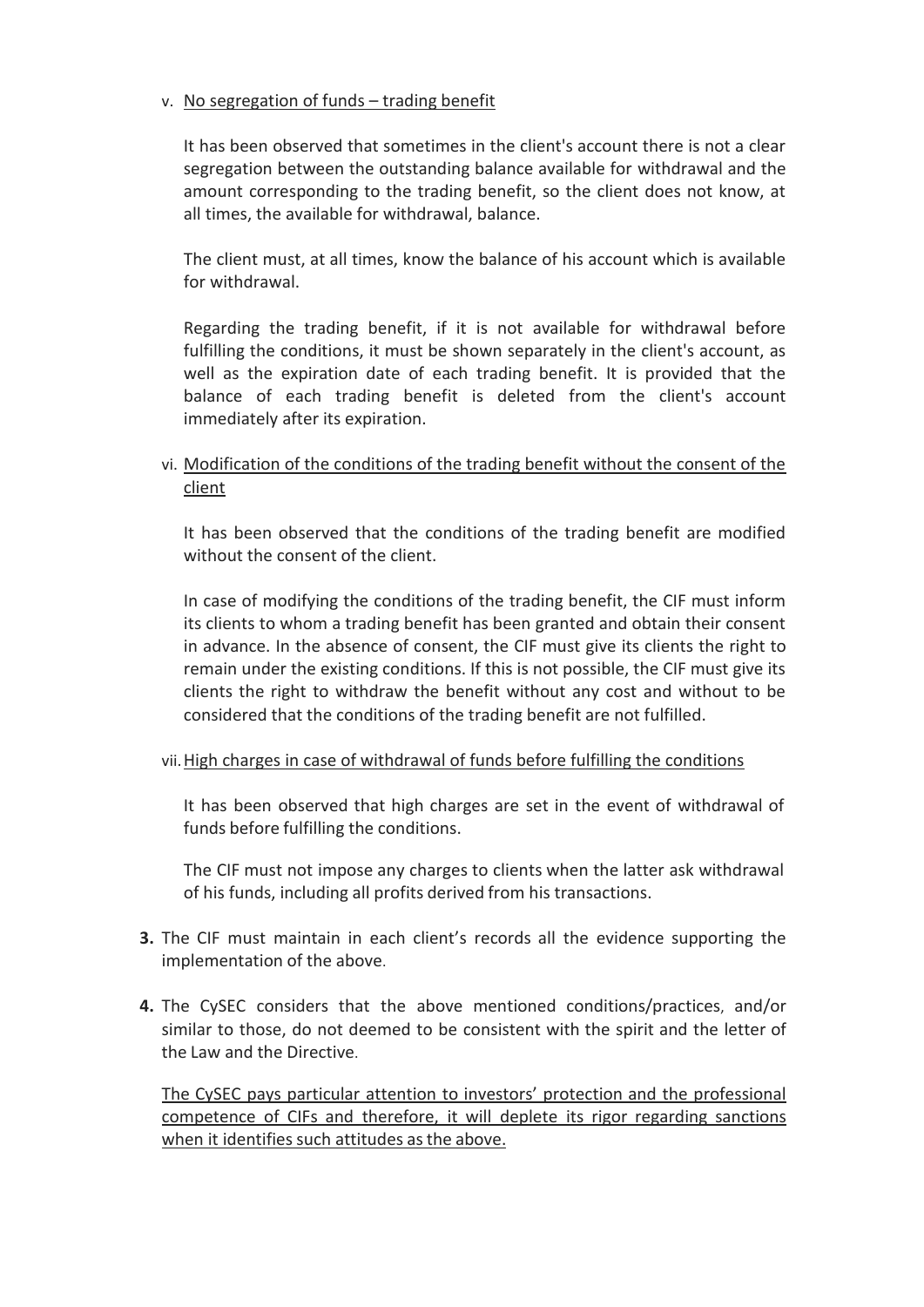v. <u>No segregation of funds – trading benefit</u>

It has been observed that sometimes in the client's account there is not a clear segregation between the outstanding balance available for withdrawal and the amount corresponding to the trading benefit, so the client does not know, at all times, the available for withdrawal, balance.

The client must, at all times, know the balance of his account which is available for withdrawal.

Regarding the trading benefit, if it is not available for withdrawal before fulfilling the conditions, it must be shown separately in the client's account, as well as the expiration date of each trading benefit. It is provided that the balance of each trading benefit is deleted from the client's account immediately after its expiration.

vi. <u>Modification of the conditions of the trading benefit without the consent of the client</u>

It has been observed that the conditions of the trading benefit are modified without the consent of the client.

In case of modifying the conditions of the trading benefit, the CIF must inform its clients to whom a trading benefit has been granted and obtain their consent in advance. In the absence of consent, the CIF must give its clients the right to remain under the existing conditions. If this is not possible, the CIF must give its clients the right to withdraw the benefit without any cost and without to be considered that the conditions of the trading benefit are not fulfilled.

vii. <u>High charges in case of withdrawal of funds before fulfilling the conditions</u>

It has been observed that high charges are set in the event of withdrawal of funds before fulfilling the conditions.

The CIF must not impose any charges to clients when the latter ask withdrawal of his funds, including all profits derived from his transactions.

**3.** The CIF must maintain in each client's records all the evidence supporting the implementation of the above.

**4.** The CySEC considers that the above mentioned conditions/practices, and/or similar to those, do not deemed to be consistent with the spirit and the letter of the Law and the Directive.

<u>The CySEC pays particular attention to investors' protection and the professional competence of CIFs and therefore, it will deplete its rigor regarding sanctions when it identifies such attitudes as the above.</u>